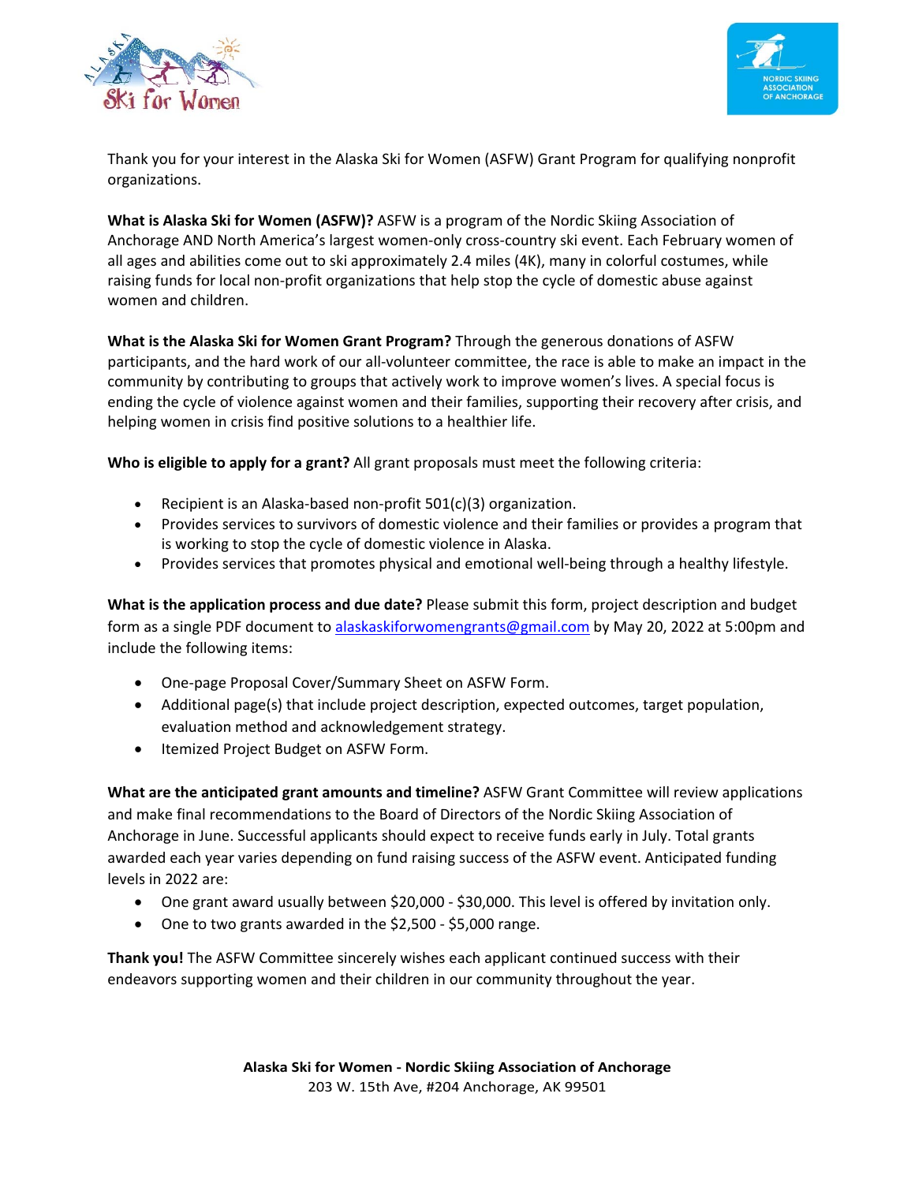Thank you for your interest in the Alaska Ski for Women (ASFW) Grant Program for qualifying nonprofit organizations.

**What is Alaska Ski for Women (ASFW)?** ASFW is a program of the Nordic Skiing Association of Anchorage AND North America's largest women-only cross-country ski event. Each February women of all ages and abilities come out to ski approximately 2.4 miles (4K), many in colorful costumes, while raising funds for local non-profit organizations that help stop the cycle of domestic abuse against women and children.

**What is the Alaska Ski for Women Grant Program?** Through the generous donations of ASFW participants, and the hard work of our all-volunteer committee, the race is able to make an impact in the community by contributing to groups that actively work to improve women's lives. A special focus is ending the cycle of violence against women and their families, supporting their recovery after crisis, and helping women in crisis find positive solutions to a healthier life.

**Who is eligible to apply for a grant?** All grant proposals must meet the following criteria:

- Recipient is an Alaska-based non-profit 501(c)(3) organization.
- Provides services to survivors of domestic violence and their families or provides a program that is working to stop the cycle of domestic violence in Alaska.
- Provides services that promotes physical and emotional well-being through a healthy lifestyle.

**What is the application process and due date?** Please submit this form, project description and budget form as a single PDF document to alaskaskiforwomengrants@gmail.com by May 20, 2022 at 5:00pm and include the following items:

- One-page Proposal Cover/Summary Sheet on ASFW Form.
- Additional page(s) that include project description, expected outcomes, target population, evaluation method and acknowledgement strategy.
- Itemized Project Budget on ASFW Form.

**What are the anticipated grant amounts and timeline?** ASFW Grant Committee will review applications and make final recommendations to the Board of Directors of the Nordic Skiing Association of Anchorage in June. Successful applicants should expect to receive funds early in July. Total grants awarded each year varies depending on fund raising success of the ASFW event. Anticipated funding levels in 2022 are:

- One grant award usually between $20,000 - $30,000. This level is offered by invitation only.
- One to two grants awarded in the $2,500 - $5,000 range.

**Thank you!** The ASFW Committee sincerely wishes each applicant continued success with their endeavors supporting women and their children in our community throughout the year.

**Alaska Ski for Women - Nordic Skiing Association of Anchorage**
203 W. 15th Ave, #204 Anchorage, AK 99501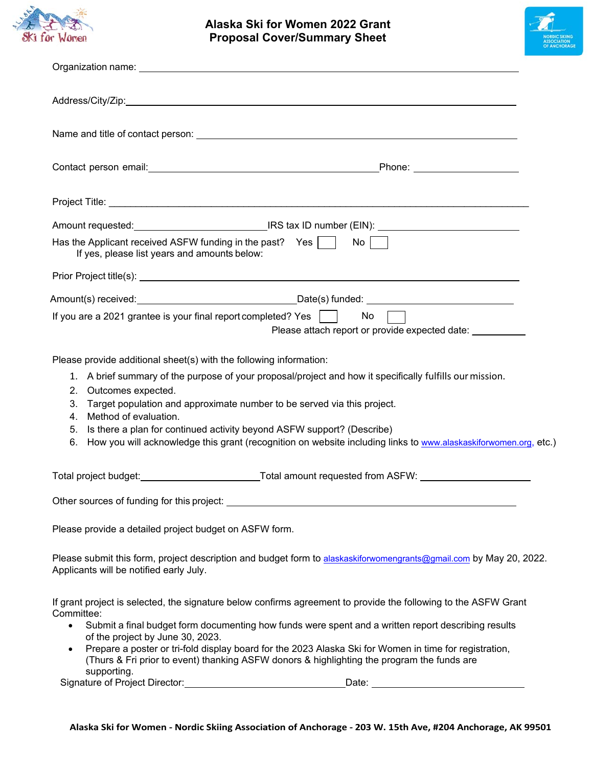# Alaska Ski for Women 2022 Grant Proposal Cover/Summary Sheet

Organization name: ______________________________________________

Address/City/Zip: ______________________________________________

Name and title of contact person: ______________________________________________

Contact person email: ______________________________ Phone: ______________

Project Title: ______________________________________________

Amount requested: ________________ IRS tax ID number (EIN): ________________

Has the Applicant received ASFW funding in the past? Yes ☐ No ☐
If yes, please list years and amounts below:

Prior Project title(s): ______________________________________________

Amount(s) received: ____________________ Date(s) funded: ____________________

If you are a 2021 grantee is your final report completed? Yes ☐ No ☐
Please attach report or provide expected date: ________

Please provide additional sheet(s) with the following information:

1. A brief summary of the purpose of your proposal/project and how it specifically fulfills our mission.
2. Outcomes expected.
3. Target population and approximate number to be served via this project.
4. Method of evaluation.
5. Is there a plan for continued activity beyond ASFW support? (Describe)
6. How you will acknowledge this grant (recognition on website including links to www.alaskaskiforwomen.org, etc.)

Total project budget: ________________ Total amount requested from ASFW: ________________

Other sources of funding for this project: ______________________________________________

Please provide a detailed project budget on ASFW form.

Please submit this form, project description and budget form to alaskaskiforwomengrants@gmail.com by May 20, 2022. Applicants will be notified early July.

If grant project is selected, the signature below confirms agreement to provide the following to the ASFW Grant Committee:

- Submit a final budget form documenting how funds were spent and a written report describing results of the project by June 30, 2023.
- Prepare a poster or tri-fold display board for the 2023 Alaska Ski for Women in time for registration, (Thurs & Fri prior to event) thanking ASFW donors & highlighting the program the funds are supporting.

Signature of Project Director: ______________________ Date: ______________________

**Alaska Ski for Women - Nordic Skiing Association of Anchorage - 203 W. 15th Ave, #204 Anchorage, AK 99501**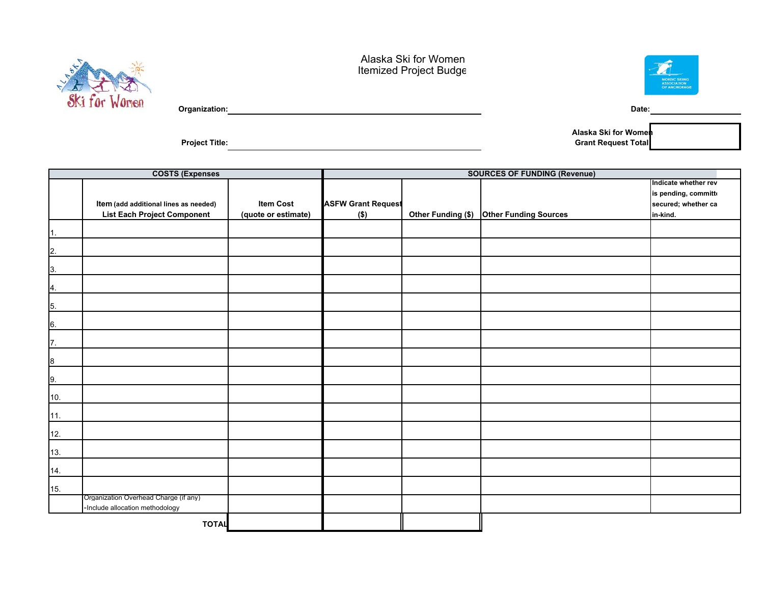# Alaska Ski for Women
## Itemized Project Budge

**Organization:** ______________________ **Date:** __________

**Project Title:** ______________________

**Alaska Ski for Women Grant Request Total** [ ]

| COSTS (Expenses | | | SOURCES OF FUNDING (Revenue) | | | |
|---|---|---|---|---|---|---|
| | **Item** (add additional lines as needed) **List Each Project Component** | **Item Cost (quote or estimate)** | **ASFW Grant Request ($)** | **Other Funding ($)** | **Other Funding Sources** | **Indicate whether rev is pending, committ secured; whether ca in-kind.** |
| 1. | | | | | | |
| 2. | | | | | | |
| 3. | | | | | | |
| 4. | | | | | | |
| 5. | | | | | | |
| 6. | | | | | | |
| 7. | | | | | | |
| 8 | | | | | | |
| 9. | | | | | | |
| 10. | | | | | | |
| 11. | | | | | | |
| 12. | | | | | | |
| 13. | | | | | | |
| 14. | | | | | | |
| 15. | | | | | | |
| | Organization Overhead Charge (if any) -Include allocation methodology | | | | | |
| | **TOTAL** | | | | | |